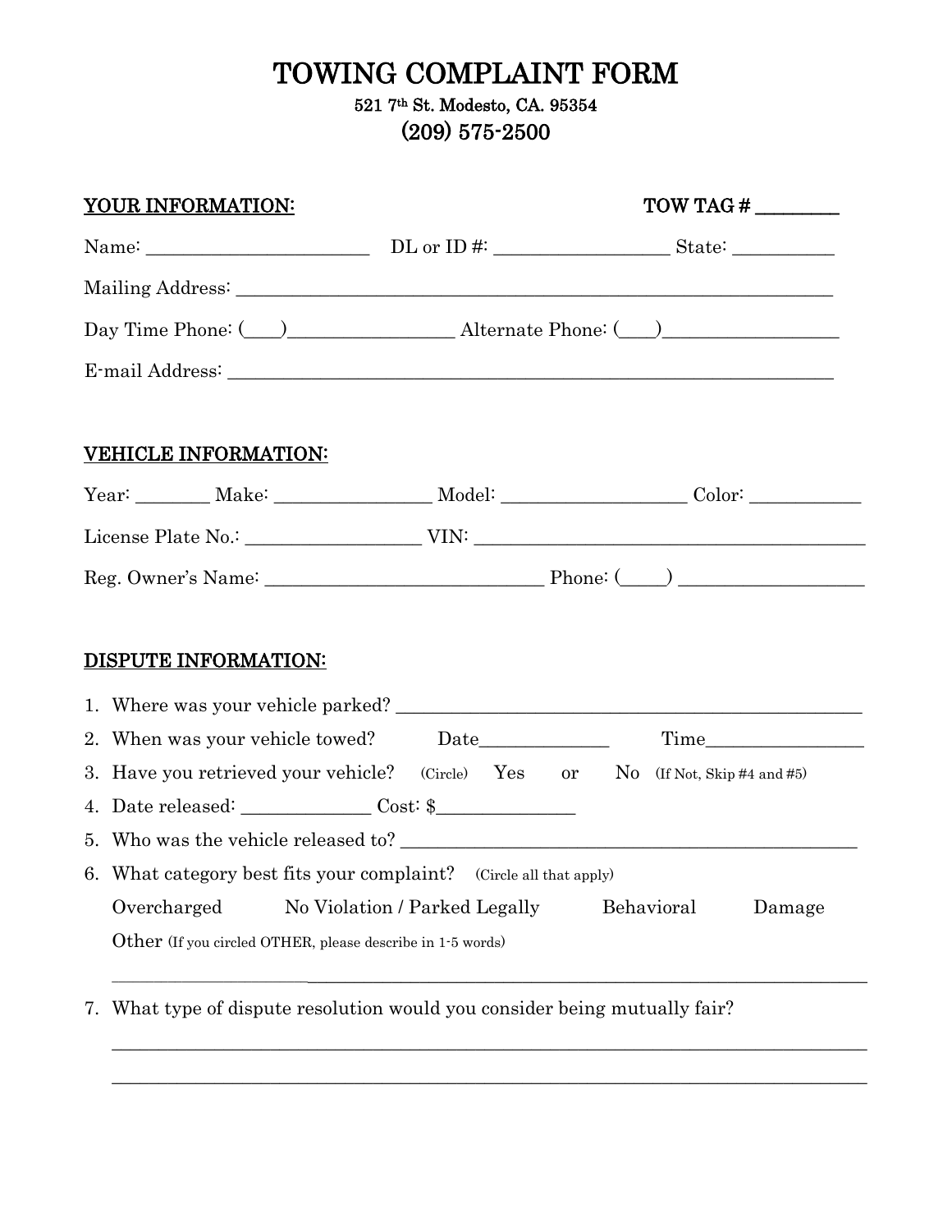# TOWING COMPLAINT FORM

521 7th St. Modesto, CA. 95354

(209) 575-2500

**YOUR INFORMATION:** TOW TAG # _________

Name: ________________________ DL or ID #: ___________________ State: ___________

Mailing Address: ____________________________________________________________________

Day Time Phone: (____)__________________ Alternate Phone: (____)___________________

E-mail Address: _____________________________________________________________________

**VEHICLE INFORMATION:**

Year: ________ Make: _________________ Model: ____________________ Color: ____________

License Plate No.: ___________________ VIN: ___________________________________________

Reg. Owner's Name: ______________________________ Phone: (_____) ___________________

**DISPUTE INFORMATION:**

1. Where was your vehicle parked? ____________________________________________________
2. When was your vehicle towed? Date______________ Time_________________
3. Have you retrieved your vehicle? (Circle) Yes or No (If Not, Skip #4 and #5)
4. Date released: ______________ Cost: $_______________
5. Who was the vehicle released to? __________________________________________________
6. What category best fits your complaint? (Circle all that apply)

   Overcharged No Violation / Parked Legally Behavioral Damage

   Other (If you circled OTHER, please describe in 1-5 words)

   ______________________________________________________________________________

7. What type of dispute resolution would you consider being mutually fair?

   ______________________________________________________________________________

   ______________________________________________________________________________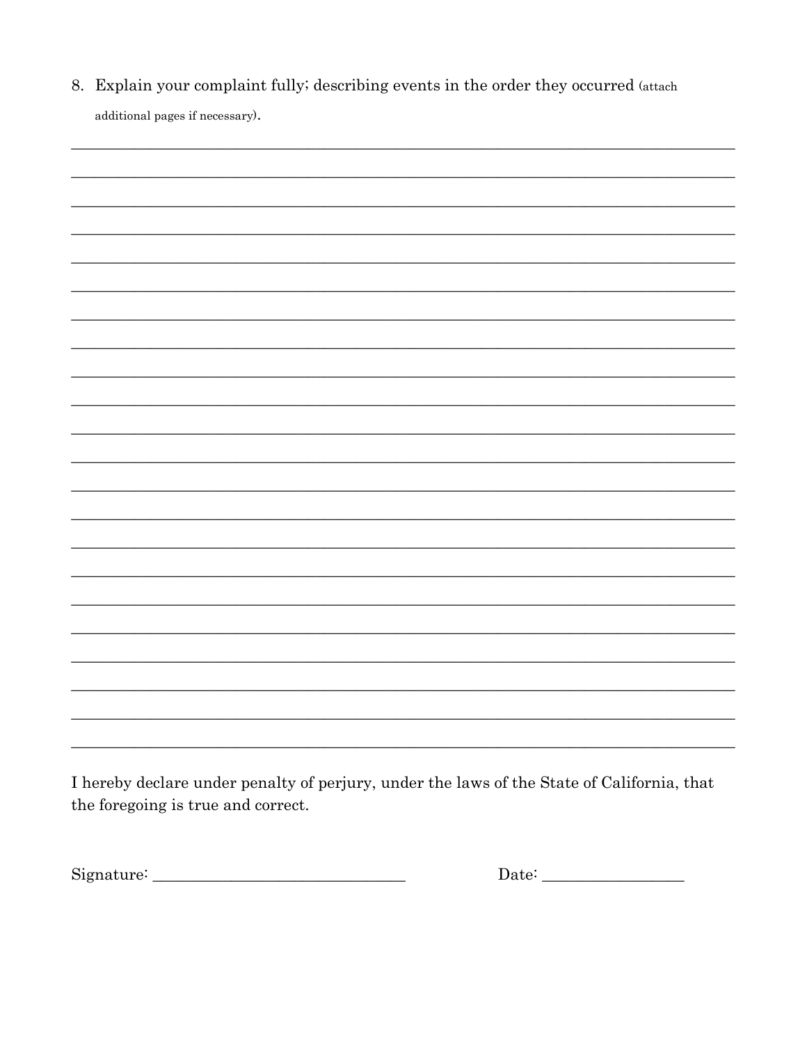8. Explain your complaint fully; describing events in the order they occurred (attach additional pages if necessary).

\_\_\_\_\_\_\_\_\_\_\_\_\_\_\_\_\_\_\_\_\_\_\_\_\_\_\_\_\_\_\_\_\_\_\_\_\_\_\_\_\_\_\_\_\_\_\_\_\_\_\_\_\_\_\_\_\_\_\_\_\_\_\_\_\_\_\_\_\_\_\_\_\_\_\_\_

\_\_\_\_\_\_\_\_\_\_\_\_\_\_\_\_\_\_\_\_\_\_\_\_\_\_\_\_\_\_\_\_\_\_\_\_\_\_\_\_\_\_\_\_\_\_\_\_\_\_\_\_\_\_\_\_\_\_\_\_\_\_\_\_\_\_\_\_\_\_\_\_\_\_\_\_

\_\_\_\_\_\_\_\_\_\_\_\_\_\_\_\_\_\_\_\_\_\_\_\_\_\_\_\_\_\_\_\_\_\_\_\_\_\_\_\_\_\_\_\_\_\_\_\_\_\_\_\_\_\_\_\_\_\_\_\_\_\_\_\_\_\_\_\_\_\_\_\_\_\_\_\_

\_\_\_\_\_\_\_\_\_\_\_\_\_\_\_\_\_\_\_\_\_\_\_\_\_\_\_\_\_\_\_\_\_\_\_\_\_\_\_\_\_\_\_\_\_\_\_\_\_\_\_\_\_\_\_\_\_\_\_\_\_\_\_\_\_\_\_\_\_\_\_\_\_\_\_\_

\_\_\_\_\_\_\_\_\_\_\_\_\_\_\_\_\_\_\_\_\_\_\_\_\_\_\_\_\_\_\_\_\_\_\_\_\_\_\_\_\_\_\_\_\_\_\_\_\_\_\_\_\_\_\_\_\_\_\_\_\_\_\_\_\_\_\_\_\_\_\_\_\_\_\_\_

\_\_\_\_\_\_\_\_\_\_\_\_\_\_\_\_\_\_\_\_\_\_\_\_\_\_\_\_\_\_\_\_\_\_\_\_\_\_\_\_\_\_\_\_\_\_\_\_\_\_\_\_\_\_\_\_\_\_\_\_\_\_\_\_\_\_\_\_\_\_\_\_\_\_\_\_

\_\_\_\_\_\_\_\_\_\_\_\_\_\_\_\_\_\_\_\_\_\_\_\_\_\_\_\_\_\_\_\_\_\_\_\_\_\_\_\_\_\_\_\_\_\_\_\_\_\_\_\_\_\_\_\_\_\_\_\_\_\_\_\_\_\_\_\_\_\_\_\_\_\_\_\_

\_\_\_\_\_\_\_\_\_\_\_\_\_\_\_\_\_\_\_\_\_\_\_\_\_\_\_\_\_\_\_\_\_\_\_\_\_\_\_\_\_\_\_\_\_\_\_\_\_\_\_\_\_\_\_\_\_\_\_\_\_\_\_\_\_\_\_\_\_\_\_\_\_\_\_\_

\_\_\_\_\_\_\_\_\_\_\_\_\_\_\_\_\_\_\_\_\_\_\_\_\_\_\_\_\_\_\_\_\_\_\_\_\_\_\_\_\_\_\_\_\_\_\_\_\_\_\_\_\_\_\_\_\_\_\_\_\_\_\_\_\_\_\_\_\_\_\_\_\_\_\_\_

\_\_\_\_\_\_\_\_\_\_\_\_\_\_\_\_\_\_\_\_\_\_\_\_\_\_\_\_\_\_\_\_\_\_\_\_\_\_\_\_\_\_\_\_\_\_\_\_\_\_\_\_\_\_\_\_\_\_\_\_\_\_\_\_\_\_\_\_\_\_\_\_\_\_\_\_

\_\_\_\_\_\_\_\_\_\_\_\_\_\_\_\_\_\_\_\_\_\_\_\_\_\_\_\_\_\_\_\_\_\_\_\_\_\_\_\_\_\_\_\_\_\_\_\_\_\_\_\_\_\_\_\_\_\_\_\_\_\_\_\_\_\_\_\_\_\_\_\_\_\_\_\_

\_\_\_\_\_\_\_\_\_\_\_\_\_\_\_\_\_\_\_\_\_\_\_\_\_\_\_\_\_\_\_\_\_\_\_\_\_\_\_\_\_\_\_\_\_\_\_\_\_\_\_\_\_\_\_\_\_\_\_\_\_\_\_\_\_\_\_\_\_\_\_\_\_\_\_\_

\_\_\_\_\_\_\_\_\_\_\_\_\_\_\_\_\_\_\_\_\_\_\_\_\_\_\_\_\_\_\_\_\_\_\_\_\_\_\_\_\_\_\_\_\_\_\_\_\_\_\_\_\_\_\_\_\_\_\_\_\_\_\_\_\_\_\_\_\_\_\_\_\_\_\_\_

\_\_\_\_\_\_\_\_\_\_\_\_\_\_\_\_\_\_\_\_\_\_\_\_\_\_\_\_\_\_\_\_\_\_\_\_\_\_\_\_\_\_\_\_\_\_\_\_\_\_\_\_\_\_\_\_\_\_\_\_\_\_\_\_\_\_\_\_\_\_\_\_\_\_\_\_

\_\_\_\_\_\_\_\_\_\_\_\_\_\_\_\_\_\_\_\_\_\_\_\_\_\_\_\_\_\_\_\_\_\_\_\_\_\_\_\_\_\_\_\_\_\_\_\_\_\_\_\_\_\_\_\_\_\_\_\_\_\_\_\_\_\_\_\_\_\_\_\_\_\_\_\_

\_\_\_\_\_\_\_\_\_\_\_\_\_\_\_\_\_\_\_\_\_\_\_\_\_\_\_\_\_\_\_\_\_\_\_\_\_\_\_\_\_\_\_\_\_\_\_\_\_\_\_\_\_\_\_\_\_\_\_\_\_\_\_\_\_\_\_\_\_\_\_\_\_\_\_\_

\_\_\_\_\_\_\_\_\_\_\_\_\_\_\_\_\_\_\_\_\_\_\_\_\_\_\_\_\_\_\_\_\_\_\_\_\_\_\_\_\_\_\_\_\_\_\_\_\_\_\_\_\_\_\_\_\_\_\_\_\_\_\_\_\_\_\_\_\_\_\_\_\_\_\_\_

\_\_\_\_\_\_\_\_\_\_\_\_\_\_\_\_\_\_\_\_\_\_\_\_\_\_\_\_\_\_\_\_\_\_\_\_\_\_\_\_\_\_\_\_\_\_\_\_\_\_\_\_\_\_\_\_\_\_\_\_\_\_\_\_\_\_\_\_\_\_\_\_\_\_\_\_

\_\_\_\_\_\_\_\_\_\_\_\_\_\_\_\_\_\_\_\_\_\_\_\_\_\_\_\_\_\_\_\_\_\_\_\_\_\_\_\_\_\_\_\_\_\_\_\_\_\_\_\_\_\_\_\_\_\_\_\_\_\_\_\_\_\_\_\_\_\_\_\_\_\_\_\_

\_\_\_\_\_\_\_\_\_\_\_\_\_\_\_\_\_\_\_\_\_\_\_\_\_\_\_\_\_\_\_\_\_\_\_\_\_\_\_\_\_\_\_\_\_\_\_\_\_\_\_\_\_\_\_\_\_\_\_\_\_\_\_\_\_\_\_\_\_\_\_\_\_\_\_\_

\_\_\_\_\_\_\_\_\_\_\_\_\_\_\_\_\_\_\_\_\_\_\_\_\_\_\_\_\_\_\_\_\_\_\_\_\_\_\_\_\_\_\_\_\_\_\_\_\_\_\_\_\_\_\_\_\_\_\_\_\_\_\_\_\_\_\_\_\_\_\_\_\_\_\_\_

\_\_\_\_\_\_\_\_\_\_\_\_\_\_\_\_\_\_\_\_\_\_\_\_\_\_\_\_\_\_\_\_\_\_\_\_\_\_\_\_\_\_\_\_\_\_\_\_\_\_\_\_\_\_\_\_\_\_\_\_\_\_\_\_\_\_\_\_\_\_\_\_\_\_\_\_

I hereby declare under penalty of perjury, under the laws of the State of California, that the foregoing is true and correct.

Signature: \_\_\_\_\_\_\_\_\_\_\_\_\_\_\_\_\_\_\_\_\_\_\_\_\_\_\_\_\_\_ Date: \_\_\_\_\_\_\_\_\_\_\_\_\_\_\_\_\_